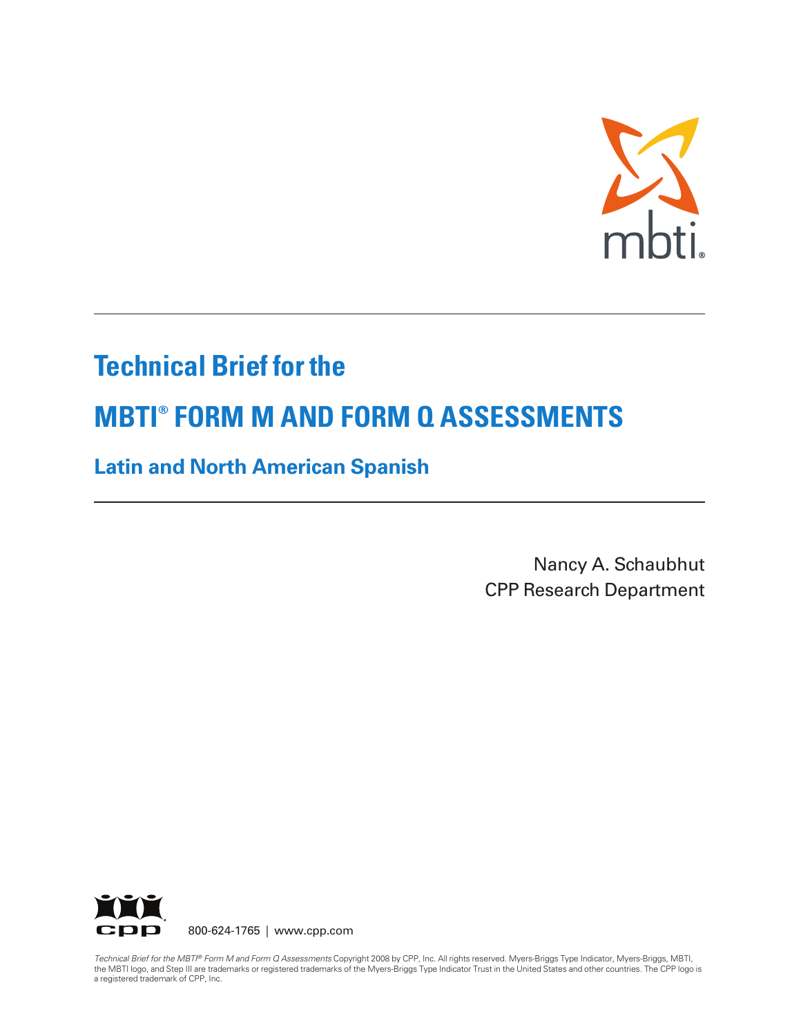# Technical Brief for the

# MBTI® FORM M AND FORM Q ASSESSMENTS

## Latin and North American Spanish

Nancy A. Schaubhut
CPP Research Department

800-624-1765 | www.cpp.com

*Technical Brief for the MBTI® Form M and Form Q Assessments* Copyright 2008 by CPP, Inc. All rights reserved. Myers-Briggs Type Indicator, Myers-Briggs, MBTI, the MBTI logo, and Step III are trademarks or registered trademarks of the Myers-Briggs Type Indicator Trust in the United States and other countries. The CPP logo is a registered trademark of CPP, Inc.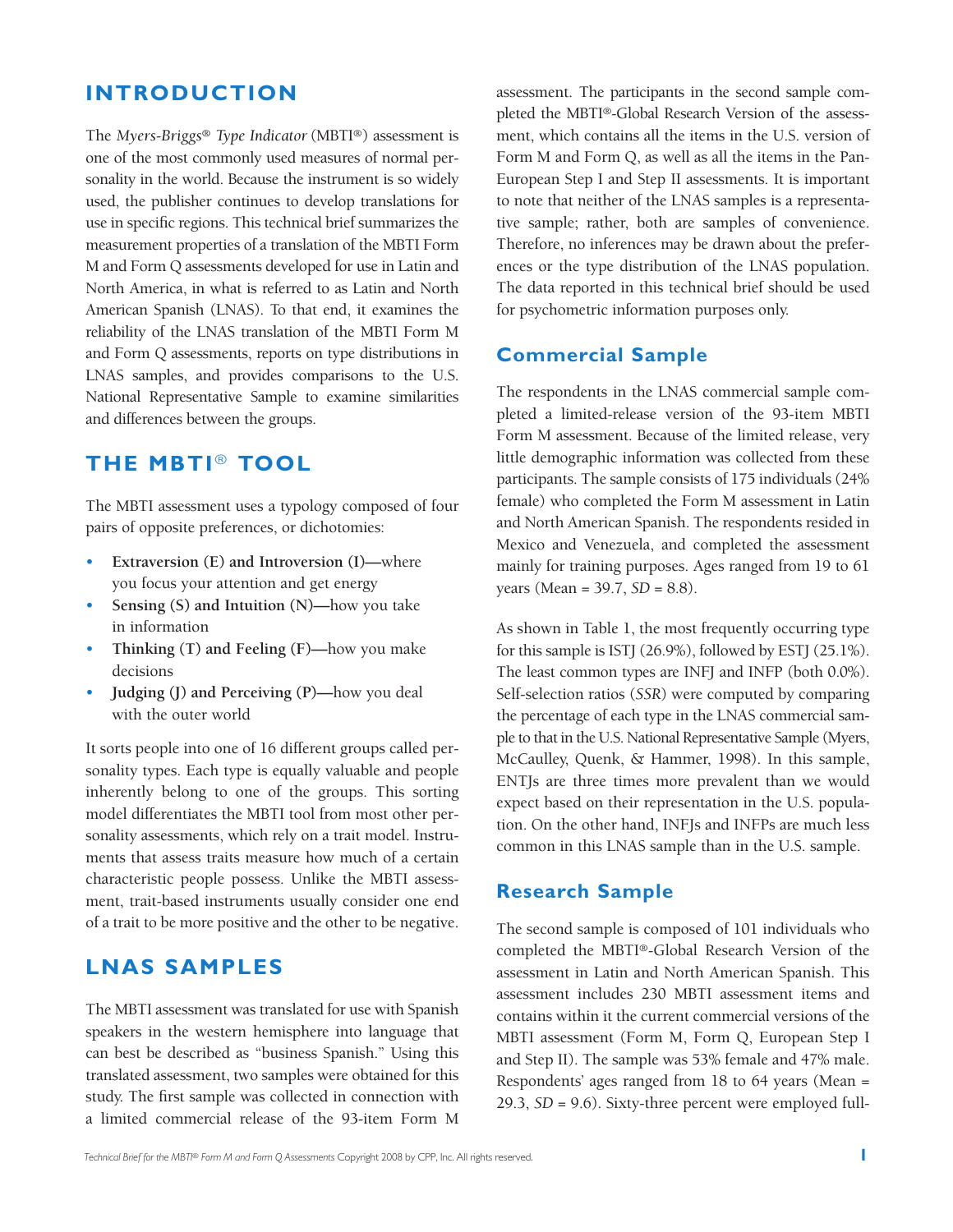## INTRODUCTION

The *Myers-Briggs® Type Indicator* (MBTI®) assessment is one of the most commonly used measures of normal personality in the world. Because the instrument is so widely used, the publisher continues to develop translations for use in specific regions. This technical brief summarizes the measurement properties of a translation of the MBTI Form M and Form Q assessments developed for use in Latin and North America, in what is referred to as Latin and North American Spanish (LNAS). To that end, it examines the reliability of the LNAS translation of the MBTI Form M and Form Q assessments, reports on type distributions in LNAS samples, and provides comparisons to the U.S. National Representative Sample to examine similarities and differences between the groups.

## THE MBTI® TOOL

The MBTI assessment uses a typology composed of four pairs of opposite preferences, or dichotomies:

- **Extraversion (E) and Introversion (I)—**where you focus your attention and get energy
- **Sensing (S) and Intuition (N)—**how you take in information
- **Thinking (T) and Feeling (F)—**how you make decisions
- **Judging (J) and Perceiving (P)—**how you deal with the outer world

It sorts people into one of 16 different groups called personality types. Each type is equally valuable and people inherently belong to one of the groups. This sorting model differentiates the MBTI tool from most other personality assessments, which rely on a trait model. Instruments that assess traits measure how much of a certain characteristic people possess. Unlike the MBTI assessment, trait-based instruments usually consider one end of a trait to be more positive and the other to be negative.

## LNAS SAMPLES

The MBTI assessment was translated for use with Spanish speakers in the western hemisphere into language that can best be described as "business Spanish." Using this translated assessment, two samples were obtained for this study. The first sample was collected in connection with a limited commercial release of the 93-item Form M assessment. The participants in the second sample completed the MBTI®-Global Research Version of the assessment, which contains all the items in the U.S. version of Form M and Form Q, as well as all the items in the Pan-European Step I and Step II assessments. It is important to note that neither of the LNAS samples is a representative sample; rather, both are samples of convenience. Therefore, no inferences may be drawn about the preferences or the type distribution of the LNAS population. The data reported in this technical brief should be used for psychometric information purposes only.

### Commercial Sample

The respondents in the LNAS commercial sample completed a limited-release version of the 93-item MBTI Form M assessment. Because of the limited release, very little demographic information was collected from these participants. The sample consists of 175 individuals (24% female) who completed the Form M assessment in Latin and North American Spanish. The respondents resided in Mexico and Venezuela, and completed the assessment mainly for training purposes. Ages ranged from 19 to 61 years (Mean = 39.7, *SD* = 8.8).

As shown in Table 1, the most frequently occurring type for this sample is ISTJ (26.9%), followed by ESTJ (25.1%). The least common types are INFJ and INFP (both 0.0%). Self-selection ratios (*SSR*) were computed by comparing the percentage of each type in the LNAS commercial sample to that in the U.S. National Representative Sample (Myers, McCaulley, Quenk, & Hammer, 1998). In this sample, ENTJs are three times more prevalent than we would expect based on their representation in the U.S. population. On the other hand, INFJs and INFPs are much less common in this LNAS sample than in the U.S. sample.

### Research Sample

The second sample is composed of 101 individuals who completed the MBTI®-Global Research Version of the assessment in Latin and North American Spanish. This assessment includes 230 MBTI assessment items and contains within it the current commercial versions of the MBTI assessment (Form M, Form Q, European Step I and Step II). The sample was 53% female and 47% male. Respondents' ages ranged from 18 to 64 years (Mean = 29.3, *SD* = 9.6). Sixty-three percent were employed full-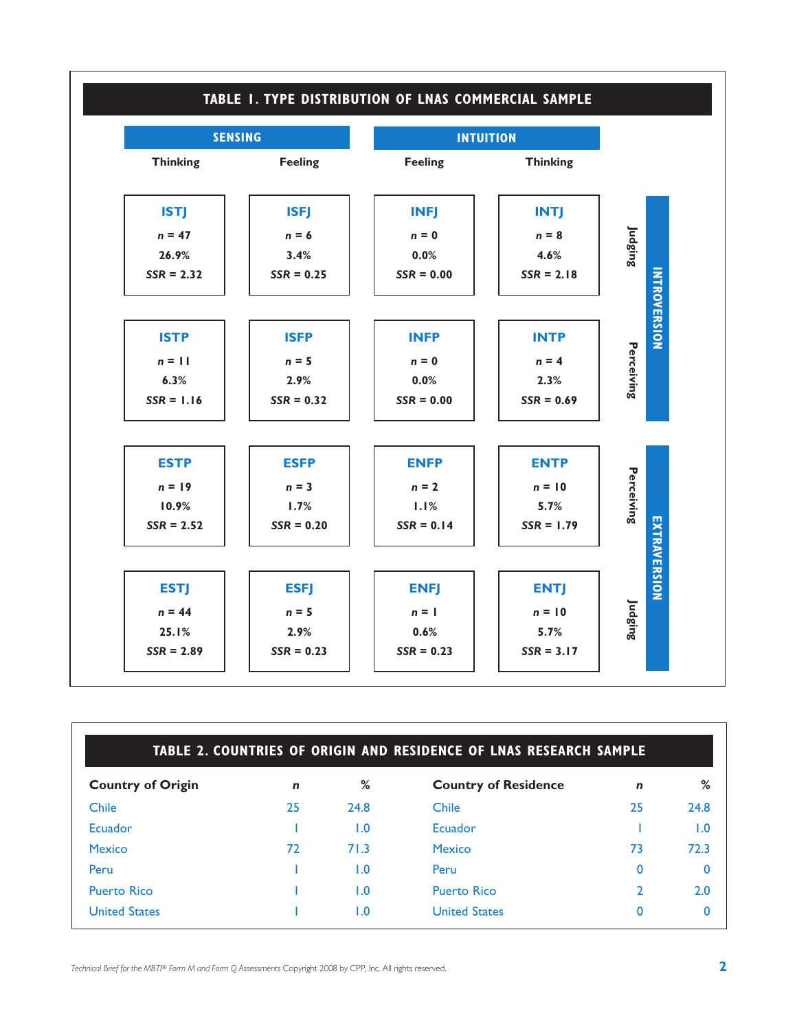## TABLE 1. TYPE DISTRIBUTION OF LNAS COMMERCIAL SAMPLE

| | SENSING | | INTUITION | | | |
|---|---|---|---|---|---|---|
| | Thinking | Feeling | Feeling | Thinking | | |
| **INTROVERSION** | **ISTJ**<br>*n* = 47<br>26.9%<br>*SSR* = 2.32 | **ISFJ**<br>*n* = 6<br>3.4%<br>*SSR* = 0.25 | **INFJ**<br>*n* = 0<br>0.0%<br>*SSR* = 0.00 | **INTJ**<br>*n* = 8<br>4.6%<br>*SSR* = 2.18 | Judging | |
| **INTROVERSION** | **ISTP**<br>*n* = 11<br>6.3%<br>*SSR* = 1.16 | **ISFP**<br>*n* = 5<br>2.9%<br>*SSR* = 0.32 | **INFP**<br>*n* = 0<br>0.0%<br>*SSR* = 0.00 | **INTP**<br>*n* = 4<br>2.3%<br>*SSR* = 0.69 | Perceiving | |
| **EXTRAVERSION** | **ESTP**<br>*n* = 19<br>10.9%<br>*SSR* = 2.52 | **ESFP**<br>*n* = 3<br>1.7%<br>*SSR* = 0.20 | **ENFP**<br>*n* = 2<br>1.1%<br>*SSR* = 0.14 | **ENTP**<br>*n* = 10<br>5.7%<br>*SSR* = 1.79 | Perceiving | |
| **EXTRAVERSION** | **ESTJ**<br>*n* = 44<br>25.1%<br>*SSR* = 2.89 | **ESFJ**<br>*n* = 5<br>2.9%<br>*SSR* = 0.23 | **ENFJ**<br>*n* = 1<br>0.6%<br>*SSR* = 0.23 | **ENTJ**<br>*n* = 10<br>5.7%<br>*SSR* = 3.17 | Judging | |

## TABLE 2. COUNTRIES OF ORIGIN AND RESIDENCE OF LNAS RESEARCH SAMPLE

| Country of Origin | *n* | % | Country of Residence | *n* | % |
|---|---|---|---|---|---|
| Chile | 25 | 24.8 | Chile | 25 | 24.8 |
| Ecuador | 1 | 1.0 | Ecuador | 1 | 1.0 |
| Mexico | 72 | 71.3 | Mexico | 73 | 72.3 |
| Peru | 1 | 1.0 | Peru | 0 | 0 |
| Puerto Rico | 1 | 1.0 | Puerto Rico | 2 | 2.0 |
| United States | 1 | 1.0 | United States | 0 | 0 |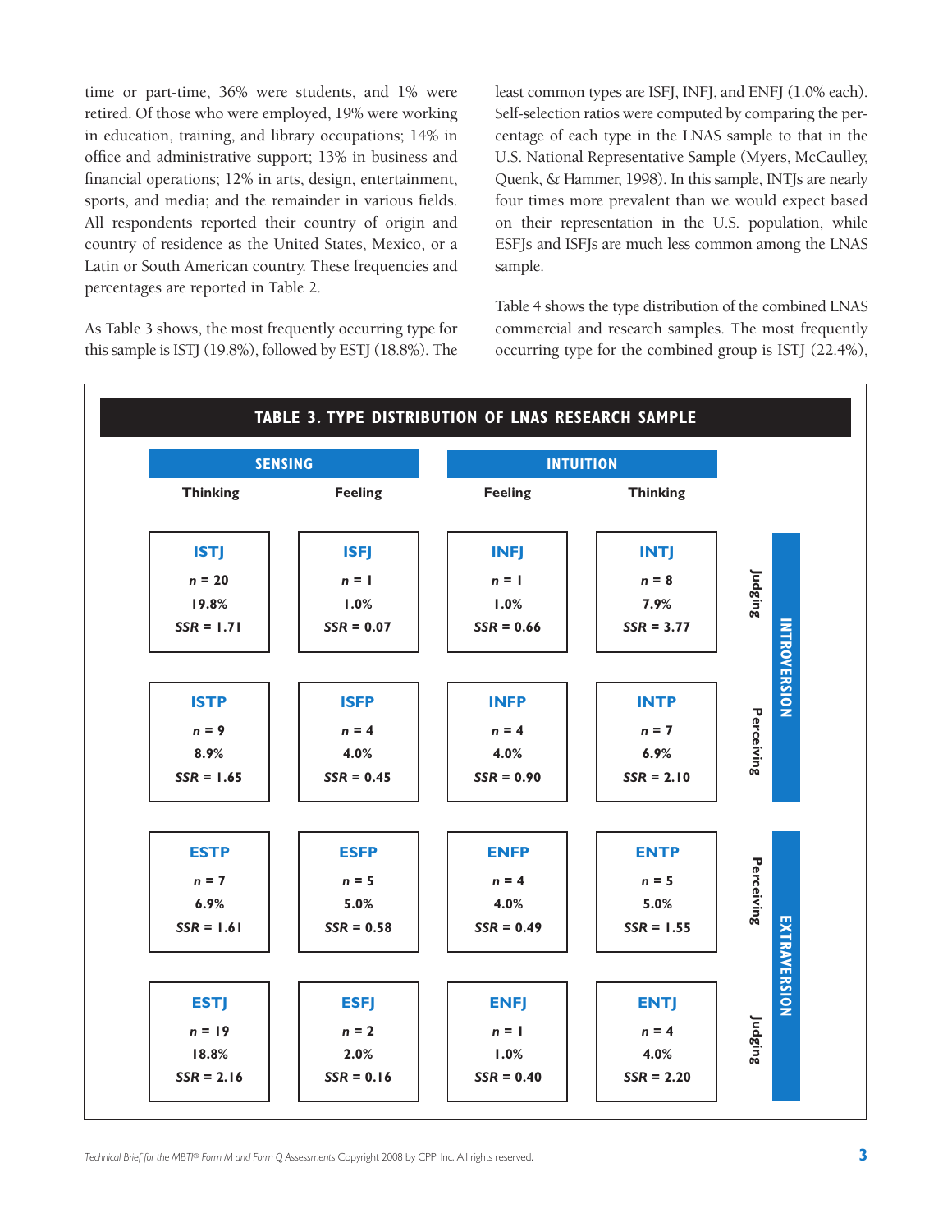time or part-time, 36% were students, and 1% were retired. Of those who were employed, 19% were working in education, training, and library occupations; 14% in office and administrative support; 13% in business and financial operations; 12% in arts, design, entertainment, sports, and media; and the remainder in various fields. All respondents reported their country of origin and country of residence as the United States, Mexico, or a Latin or South American country. These frequencies and percentages are reported in Table 2.

As Table 3 shows, the most frequently occurring type for this sample is ISTJ (19.8%), followed by ESTJ (18.8%). The least common types are ISFJ, INFJ, and ENFJ (1.0% each). Self-selection ratios were computed by comparing the percentage of each type in the LNAS sample to that in the U.S. National Representative Sample (Myers, McCaulley, Quenk, & Hammer, 1998). In this sample, INTJs are nearly four times more prevalent than we would expect based on their representation in the U.S. population, while ESFJs and ISFJs are much less common among the LNAS sample.

Table 4 shows the type distribution of the combined LNAS commercial and research samples. The most frequently occurring type for the combined group is ISTJ (22.4%),

**TABLE 3. TYPE DISTRIBUTION OF LNAS RESEARCH SAMPLE**

| | SENSING | | INTUITION | | | |
|---|---|---|---|---|---|---|
| | Thinking | Feeling | Feeling | Thinking | | |
| | **ISTJ** *n* = 20, 19.8%, *SSR* = 1.71 | **ISFJ** *n* = 1, 1.0%, *SSR* = 0.07 | **INFJ** *n* = 1, 1.0%, *SSR* = 0.66 | **INTJ** *n* = 8, 7.9%, *SSR* = 3.77 | Judging | INTROVERSION |
| | **ISTP** *n* = 9, 8.9%, *SSR* = 1.65 | **ISFP** *n* = 4, 4.0%, *SSR* = 0.45 | **INFP** *n* = 4, 4.0%, *SSR* = 0.90 | **INTP** *n* = 7, 6.9%, *SSR* = 2.10 | Perceiving | INTROVERSION |
| | **ESTP** *n* = 7, 6.9%, *SSR* = 1.61 | **ESFP** *n* = 5, 5.0%, *SSR* = 0.58 | **ENFP** *n* = 4, 4.0%, *SSR* = 0.49 | **ENTP** *n* = 5, 5.0%, *SSR* = 1.55 | Perceiving | EXTRAVERSION |
| | **ESTJ** *n* = 19, 18.8%, *SSR* = 2.16 | **ESFJ** *n* = 2, 2.0%, *SSR* = 0.16 | **ENFJ** *n* = 1, 1.0%, *SSR* = 0.40 | **ENTJ** *n* = 4, 4.0%, *SSR* = 2.20 | Judging | EXTRAVERSION |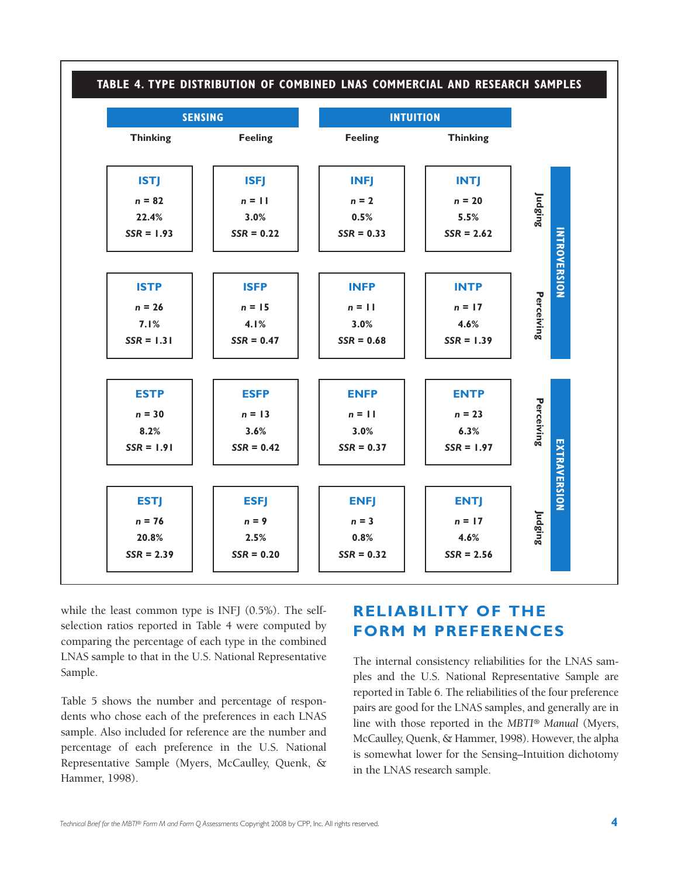## TABLE 4. TYPE DISTRIBUTION OF COMBINED LNAS COMMERCIAL AND RESEARCH SAMPLES

| | | Sensing: Thinking | Sensing: Feeling | Intuition: Feeling | Intuition: Thinking |
|---|---|---|---|---|---|
| Introversion | Judging | **ISTJ** *n* = 82, 22.4%, *SSR* = 1.93 | **ISFJ** *n* = 11, 3.0%, *SSR* = 0.22 | **INFJ** *n* = 2, 0.5%, *SSR* = 0.33 | **INTJ** *n* = 20, 5.5%, *SSR* = 2.62 |
| Introversion | Perceiving | **ISTP** *n* = 26, 7.1%, *SSR* = 1.31 | **ISFP** *n* = 15, 4.1%, *SSR* = 0.47 | **INFP** *n* = 11, 3.0%, *SSR* = 0.68 | **INTP** *n* = 17, 4.6%, *SSR* = 1.39 |
| Extraversion | Perceiving | **ESTP** *n* = 30, 8.2%, *SSR* = 1.91 | **ESFP** *n* = 13, 3.6%, *SSR* = 0.42 | **ENFP** *n* = 11, 3.0%, *SSR* = 0.37 | **ENTP** *n* = 23, 6.3%, *SSR* = 1.97 |
| Extraversion | Judging | **ESTJ** *n* = 76, 20.8%, *SSR* = 2.39 | **ESFJ** *n* = 9, 2.5%, *SSR* = 0.20 | **ENFJ** *n* = 3, 0.8%, *SSR* = 0.32 | **ENTJ** *n* = 17, 4.6%, *SSR* = 2.56 |

while the least common type is INFJ (0.5%). The self-selection ratios reported in Table 4 were computed by comparing the percentage of each type in the combined LNAS sample to that in the U.S. National Representative Sample.

Table 5 shows the number and percentage of respondents who chose each of the preferences in each LNAS sample. Also included for reference are the number and percentage of each preference in the U.S. National Representative Sample (Myers, McCaulley, Quenk, & Hammer, 1998).

## RELIABILITY OF THE FORM M PREFERENCES

The internal consistency reliabilities for the LNAS samples and the U.S. National Representative Sample are reported in Table 6. The reliabilities of the four preference pairs are good for the LNAS samples, and generally are in line with those reported in the *MBTI® Manual* (Myers, McCaulley, Quenk, & Hammer, 1998). However, the alpha is somewhat lower for the Sensing–Intuition dichotomy in the LNAS research sample.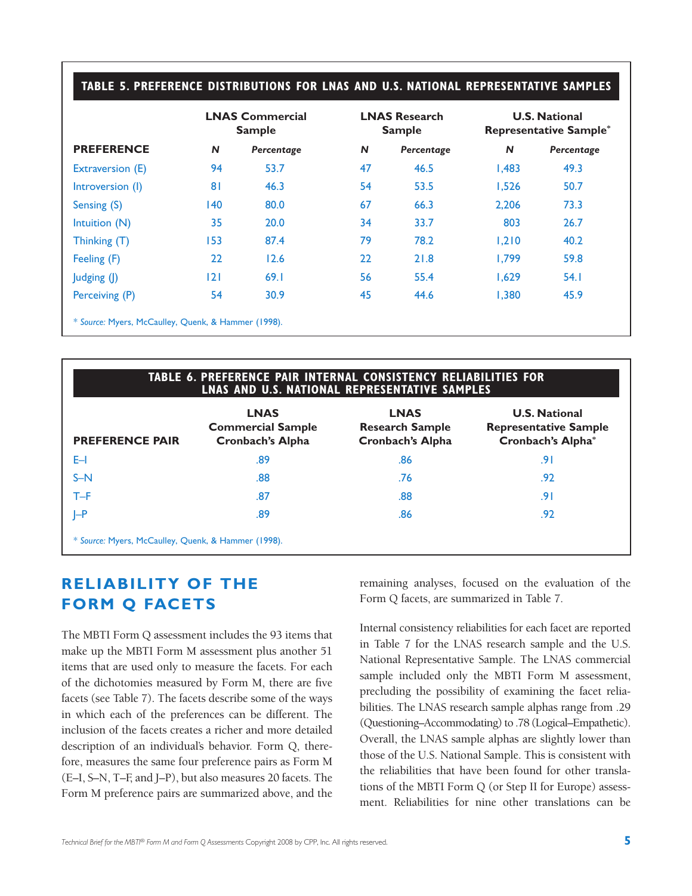**TABLE 5. PREFERENCE DISTRIBUTIONS FOR LNAS AND U.S. NATIONAL REPRESENTATIVE SAMPLES**

| | LNAS Commercial Sample | | LNAS Research Sample | | U.S. National Representative Sample* | |
|---|---|---|---|---|---|---|
| **PREFERENCE** | *N* | *Percentage* | *N* | *Percentage* | *N* | *Percentage* |
| Extraversion (E) | 94 | 53.7 | 47 | 46.5 | 1,483 | 49.3 |
| Introversion (I) | 81 | 46.3 | 54 | 53.5 | 1,526 | 50.7 |
| Sensing (S) | 140 | 80.0 | 67 | 66.3 | 2,206 | 73.3 |
| Intuition (N) | 35 | 20.0 | 34 | 33.7 | 803 | 26.7 |
| Thinking (T) | 153 | 87.4 | 79 | 78.2 | 1,210 | 40.2 |
| Feeling (F) | 22 | 12.6 | 22 | 21.8 | 1,799 | 59.8 |
| Judging (J) | 121 | 69.1 | 56 | 55.4 | 1,629 | 54.1 |
| Perceiving (P) | 54 | 30.9 | 45 | 44.6 | 1,380 | 45.9 |

\* *Source:* Myers, McCaulley, Quenk, & Hammer (1998).

**TABLE 6. PREFERENCE PAIR INTERNAL CONSISTENCY RELIABILITIES FOR LNAS AND U.S. NATIONAL REPRESENTATIVE SAMPLES**

| PREFERENCE PAIR | LNAS Commercial Sample Cronbach's Alpha | LNAS Research Sample Cronbach's Alpha | U.S. National Representative Sample Cronbach's Alpha* |
|---|---|---|---|
| E–I | .89 | .86 | .91 |
| S–N | .88 | .76 | .92 |
| T–F | .87 | .88 | .91 |
| J–P | .89 | .86 | .92 |

\* *Source:* Myers, McCaulley, Quenk, & Hammer (1998).

## RELIABILITY OF THE FORM Q FACETS

The MBTI Form Q assessment includes the 93 items that make up the MBTI Form M assessment plus another 51 items that are used only to measure the facets. For each of the dichotomies measured by Form M, there are five facets (see Table 7). The facets describe some of the ways in which each of the preferences can be different. The inclusion of the facets creates a richer and more detailed description of an individual's behavior. Form Q, therefore, measures the same four preference pairs as Form M (E–I, S–N, T–F, and J–P), but also measures 20 facets. The Form M preference pairs are summarized above, and the remaining analyses, focused on the evaluation of the Form Q facets, are summarized in Table 7.

Internal consistency reliabilities for each facet are reported in Table 7 for the LNAS research sample and the U.S. National Representative Sample. The LNAS commercial sample included only the MBTI Form M assessment, precluding the possibility of examining the facet reliabilities. The LNAS research sample alphas range from .29 (Questioning–Accommodating) to .78 (Logical–Empathetic). Overall, the LNAS sample alphas are slightly lower than those of the U.S. National Sample. This is consistent with the reliabilities that have been found for other translations of the MBTI Form Q (or Step II for Europe) assessment. Reliabilities for nine other translations can be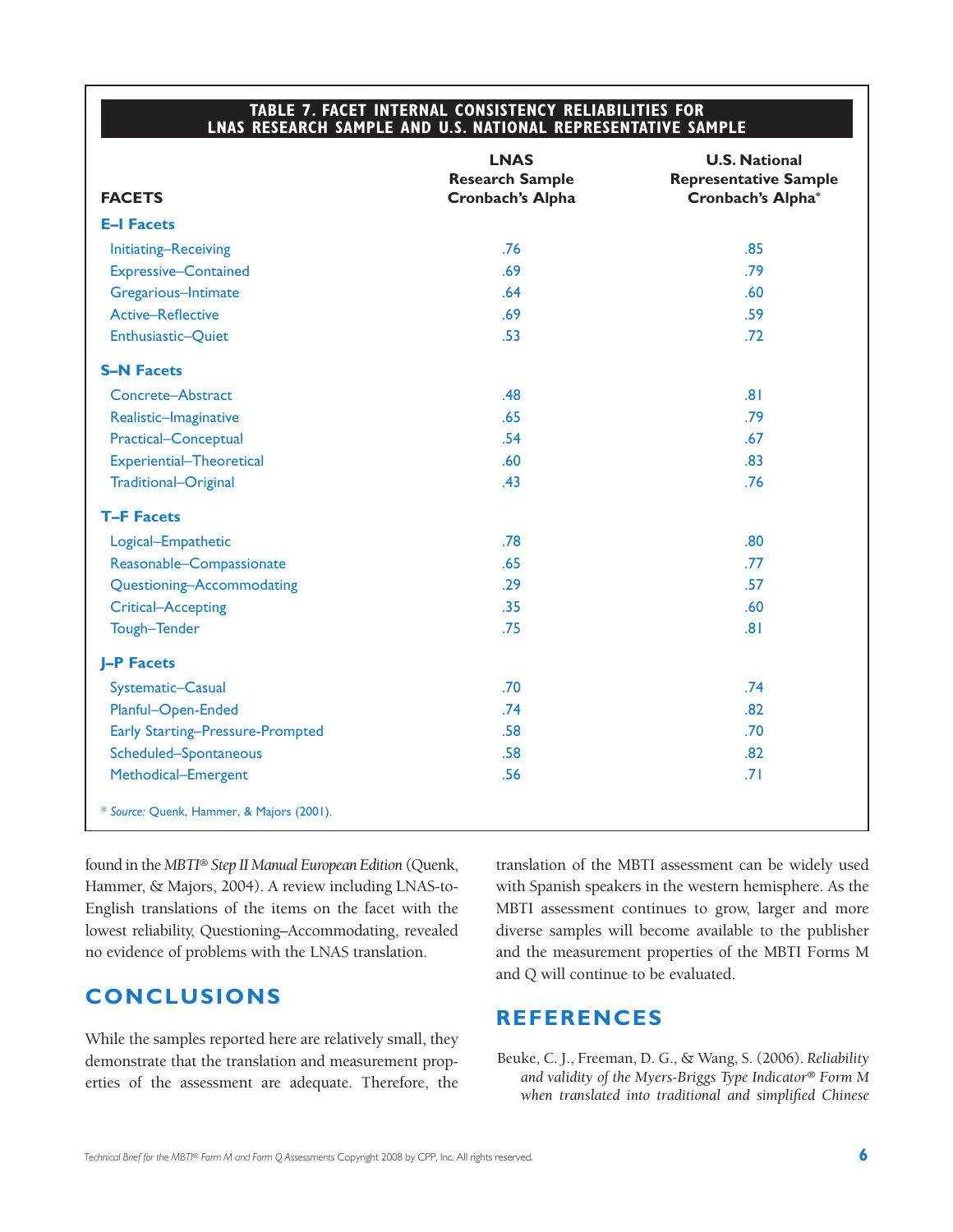**TABLE 7. FACET INTERNAL CONSISTENCY RELIABILITIES FOR LNAS RESEARCH SAMPLE AND U.S. NATIONAL REPRESENTATIVE SAMPLE**

| FACETS | LNAS Research Sample Cronbach's Alpha | U.S. National Representative Sample Cronbach's Alpha* |
|---|---|---|
| **E–I Facets** | | |
| Initiating–Receiving | .76 | .85 |
| Expressive–Contained | .69 | .79 |
| Gregarious–Intimate | .64 | .60 |
| Active–Reflective | .69 | .59 |
| Enthusiastic–Quiet | .53 | .72 |
| **S–N Facets** | | |
| Concrete–Abstract | .48 | .81 |
| Realistic–Imaginative | .65 | .79 |
| Practical–Conceptual | .54 | .67 |
| Experiential–Theoretical | .60 | .83 |
| Traditional–Original | .43 | .76 |
| **T–F Facets** | | |
| Logical–Empathetic | .78 | .80 |
| Reasonable–Compassionate | .65 | .77 |
| Questioning–Accommodating | .29 | .57 |
| Critical–Accepting | .35 | .60 |
| Tough–Tender | .75 | .81 |
| **J–P Facets** | | |
| Systematic–Casual | .70 | .74 |
| Planful–Open-Ended | .74 | .82 |
| Early Starting–Pressure-Prompted | .58 | .70 |
| Scheduled–Spontaneous | .58 | .82 |
| Methodical–Emergent | .56 | .71 |

\* *Source:* Quenk, Hammer, & Majors (2001).

found in the *MBTI® Step II Manual European Edition* (Quenk, Hammer, & Majors, 2004). A review including LNAS-to-English translations of the items on the facet with the lowest reliability, Questioning–Accommodating, revealed no evidence of problems with the LNAS translation.

## CONCLUSIONS

While the samples reported here are relatively small, they demonstrate that the translation and measurement properties of the assessment are adequate. Therefore, the translation of the MBTI assessment can be widely used with Spanish speakers in the western hemisphere. As the MBTI assessment continues to grow, larger and more diverse samples will become available to the publisher and the measurement properties of the MBTI Forms M and Q will continue to be evaluated.

## REFERENCES

Beuke, C. J., Freeman, D. G., & Wang, S. (2006). *Reliability and validity of the Myers-Briggs Type Indicator® Form M when translated into traditional and simplified Chinese*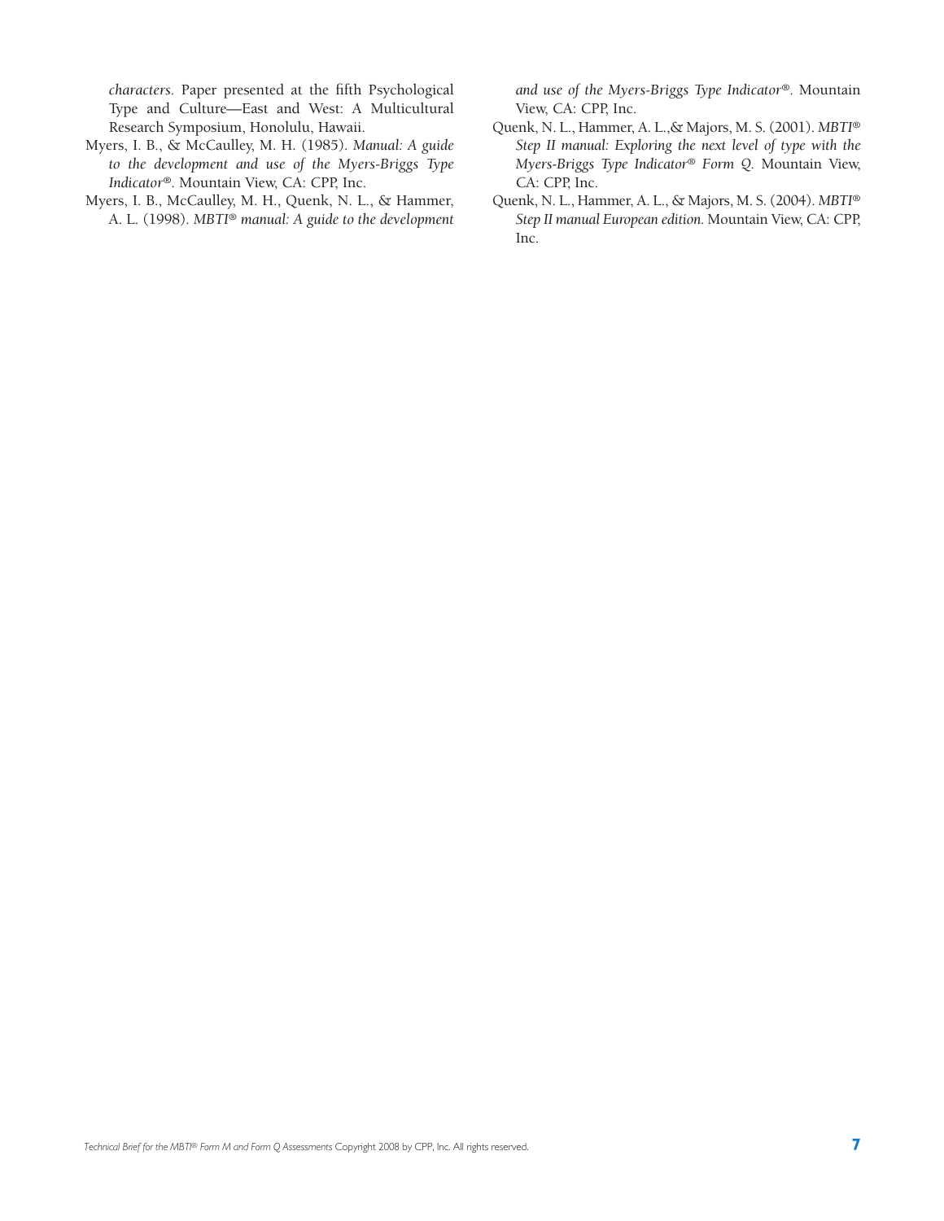*characters*. Paper presented at the fifth Psychological Type and Culture—East and West: A Multicultural Research Symposium, Honolulu, Hawaii.

Myers, I. B., & McCaulley, M. H. (1985). *Manual: A guide to the development and use of the Myers-Briggs Type Indicator®*. Mountain View, CA: CPP, Inc.

Myers, I. B., McCaulley, M. H., Quenk, N. L., & Hammer, A. L. (1998). *MBTI® manual: A guide to the development and use of the Myers-Briggs Type Indicator®*. Mountain View, CA: CPP, Inc.

Quenk, N. L., Hammer, A. L.,& Majors, M. S. (2001). *MBTI® Step II manual: Exploring the next level of type with the Myers-Briggs Type Indicator® Form Q*. Mountain View, CA: CPP, Inc.

Quenk, N. L., Hammer, A. L., & Majors, M. S. (2004). *MBTI® Step II manual European edition*. Mountain View, CA: CPP, Inc.